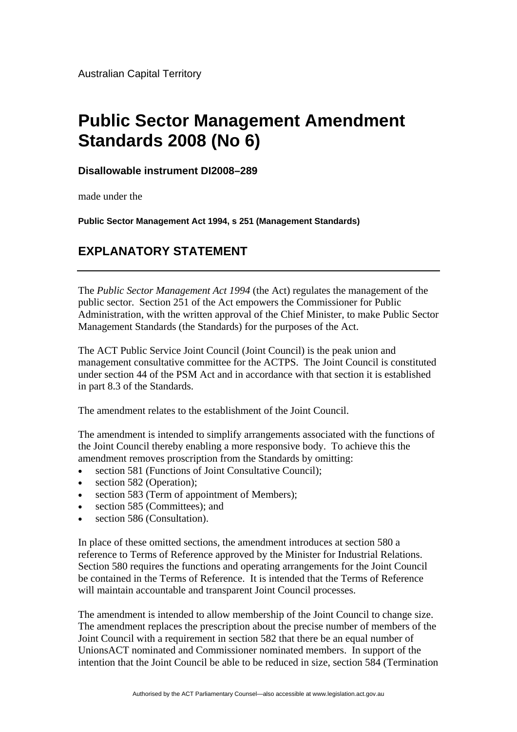Australian Capital Territory

# Public Sector Management Amendment Standards 2008 (No 6)

**Disallowable instrument DI2008–289**

made under the

**Public Sector Management Act 1994, s 251 (Management Standards)**

## EXPLANATORY STATEMENT

The *Public Sector Management Act 1994* (the Act) regulates the management of the public sector. Section 251 of the Act empowers the Commissioner for Public Administration, with the written approval of the Chief Minister, to make Public Sector Management Standards (the Standards) for the purposes of the Act.

The ACT Public Service Joint Council (Joint Council) is the peak union and management consultative committee for the ACTPS. The Joint Council is constituted under section 44 of the PSM Act and in accordance with that section it is established in part 8.3 of the Standards.

The amendment relates to the establishment of the Joint Council.

The amendment is intended to simplify arrangements associated with the functions of the Joint Council thereby enabling a more responsive body. To achieve this the amendment removes proscription from the Standards by omitting:

- section 581 (Functions of Joint Consultative Council);
- section 582 (Operation);
- section 583 (Term of appointment of Members);
- section 585 (Committees); and
- section 586 (Consultation).

In place of these omitted sections, the amendment introduces at section 580 a reference to Terms of Reference approved by the Minister for Industrial Relations. Section 580 requires the functions and operating arrangements for the Joint Council be contained in the Terms of Reference. It is intended that the Terms of Reference will maintain accountable and transparent Joint Council processes.

The amendment is intended to allow membership of the Joint Council to change size. The amendment replaces the prescription about the precise number of members of the Joint Council with a requirement in section 582 that there be an equal number of UnionsACT nominated and Commissioner nominated members. In support of the intention that the Joint Council be able to be reduced in size, section 584 (Termination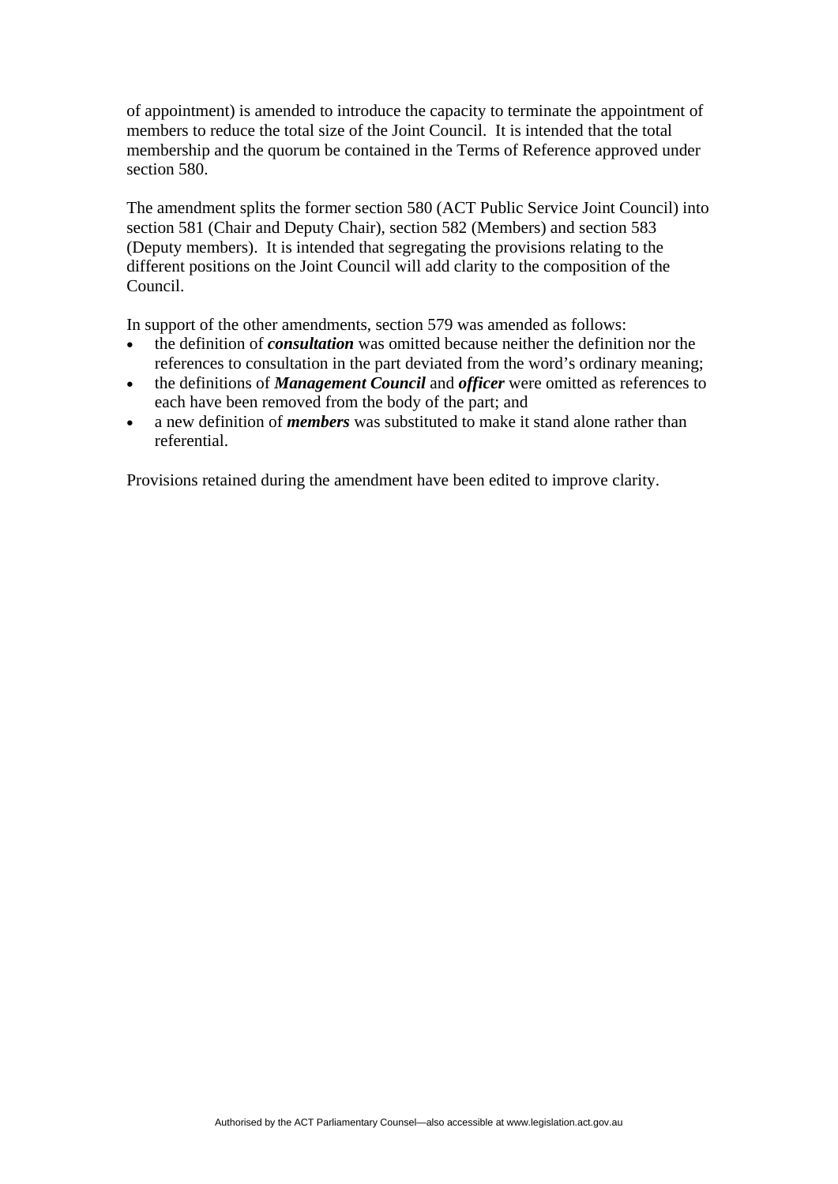of appointment) is amended to introduce the capacity to terminate the appointment of members to reduce the total size of the Joint Council. It is intended that the total membership and the quorum be contained in the Terms of Reference approved under section 580.

The amendment splits the former section 580 (ACT Public Service Joint Council) into section 581 (Chair and Deputy Chair), section 582 (Members) and section 583 (Deputy members). It is intended that segregating the provisions relating to the different positions on the Joint Council will add clarity to the composition of the Council.

In support of the other amendments, section 579 was amended as follows:

- the definition of ***consultation*** was omitted because neither the definition nor the references to consultation in the part deviated from the word's ordinary meaning;
- the definitions of ***Management Council*** and ***officer*** were omitted as references to each have been removed from the body of the part; and
- a new definition of ***members*** was substituted to make it stand alone rather than referential.

Provisions retained during the amendment have been edited to improve clarity.